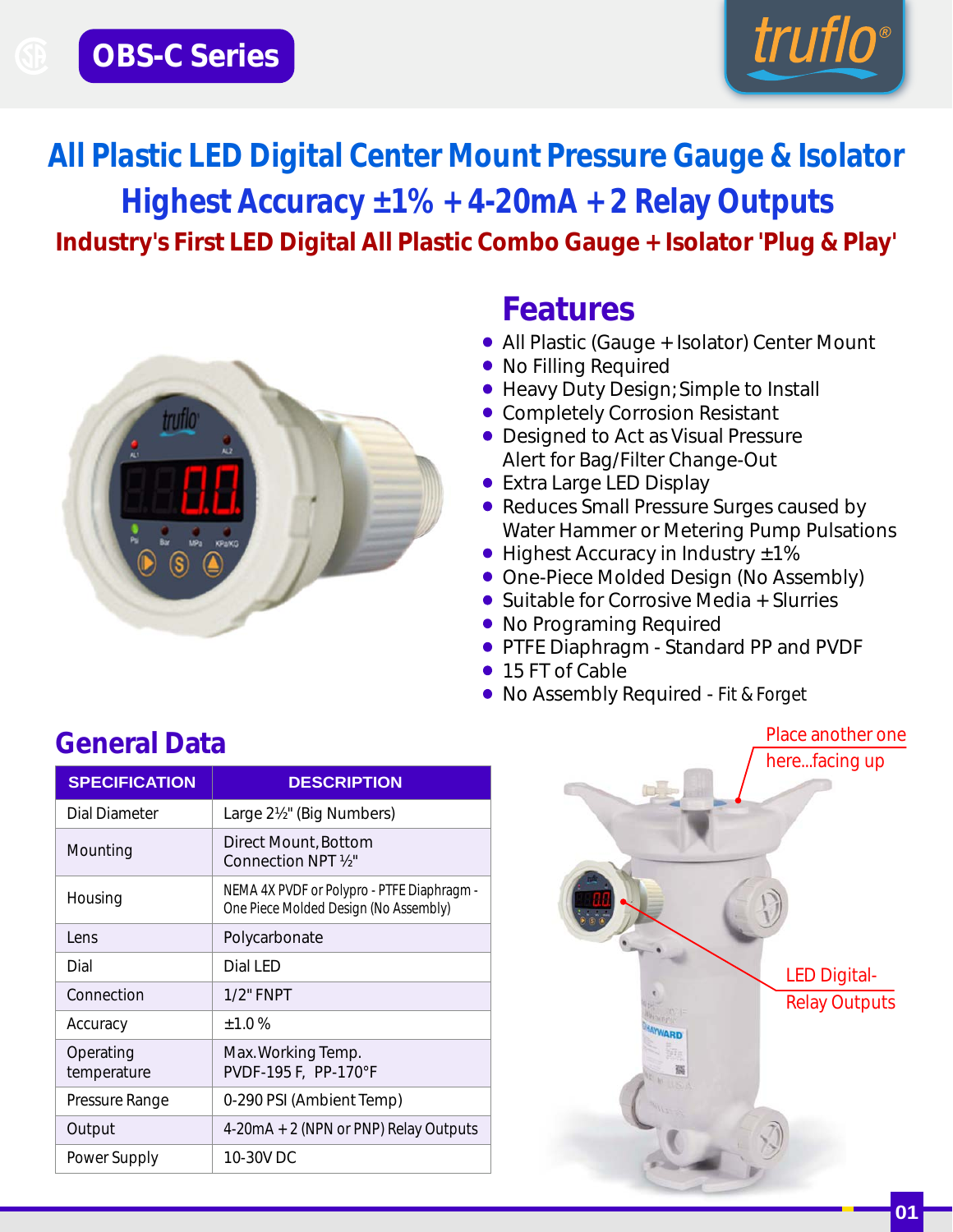**OBS-C Series**

# All Plastic LED Digital Center Mount Pressure Gauge & Isolator

## Highest Accuracy ±1% + 4-20mA + 2 Relay Outputs

### Industry's First LED Digital All Plastic Combo Gauge + Isolator 'Plug & Play'

## Features

- All Plastic (Gauge + Isolator) Center Mount
- No Filling Required
- Heavy Duty Design; Simple to Install
- Completely Corrosion Resistant
- Designed to Act as Visual Pressure Alert for Bag/Filter Change-Out
- Extra Large LED Display
- Reduces Small Pressure Surges caused by Water Hammer or Metering Pump Pulsations
- Highest Accuracy in Industry ±1%
- One-Piece Molded Design (No Assembly)
- Suitable for Corrosive Media + Slurries
- No Programing Required
- PTFE Diaphragm - Standard PP and PVDF
- 15 FT of Cable
- No Assembly Required - Fit & Forget

## General Data

| SPECIFICATION | DESCRIPTION |
|---|---|
| Dial Diameter | Large 2½" (Big Numbers) |
| Mounting | Direct Mount, Bottom Connection NPT ½" |
| Housing | NEMA 4X PVDF or Polypro - PTFE Diaphragm - One Piece Molded Design (No Assembly) |
| Lens | Polycarbonate |
| Dial | Dial LED |
| Connection | 1/2" FNPT |
| Accuracy | ±1.0 % |
| Operating temperature | Max. Working Temp. PVDF-195 F, PP-170°F |
| Pressure Range | 0-290 PSI (Ambient Temp) |
| Output | 4-20mA + 2 (NPN or PNP) Relay Outputs |
| Power Supply | 10-30V DC |

Place another one here...facing up

LED Digital-Relay Outputs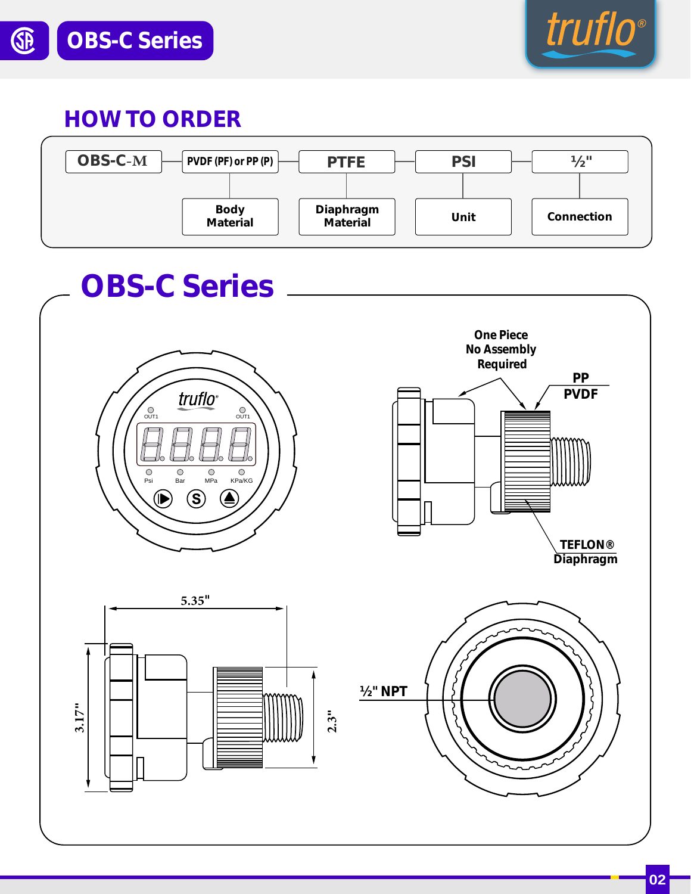# HOW TO ORDER

| OBS-C-M | PVDF (PF) or PP (P) | PTFE | PSI | ½" |
|---|---|---|---|---|
| | Body Material | Diaphragm Material | Unit | Connection |

# OBS-C Series

One Piece
No Assembly
Required

PP
PVDF

TEFLON®
Diaphragm

5.35"

3.17"

2.3"

½" NPT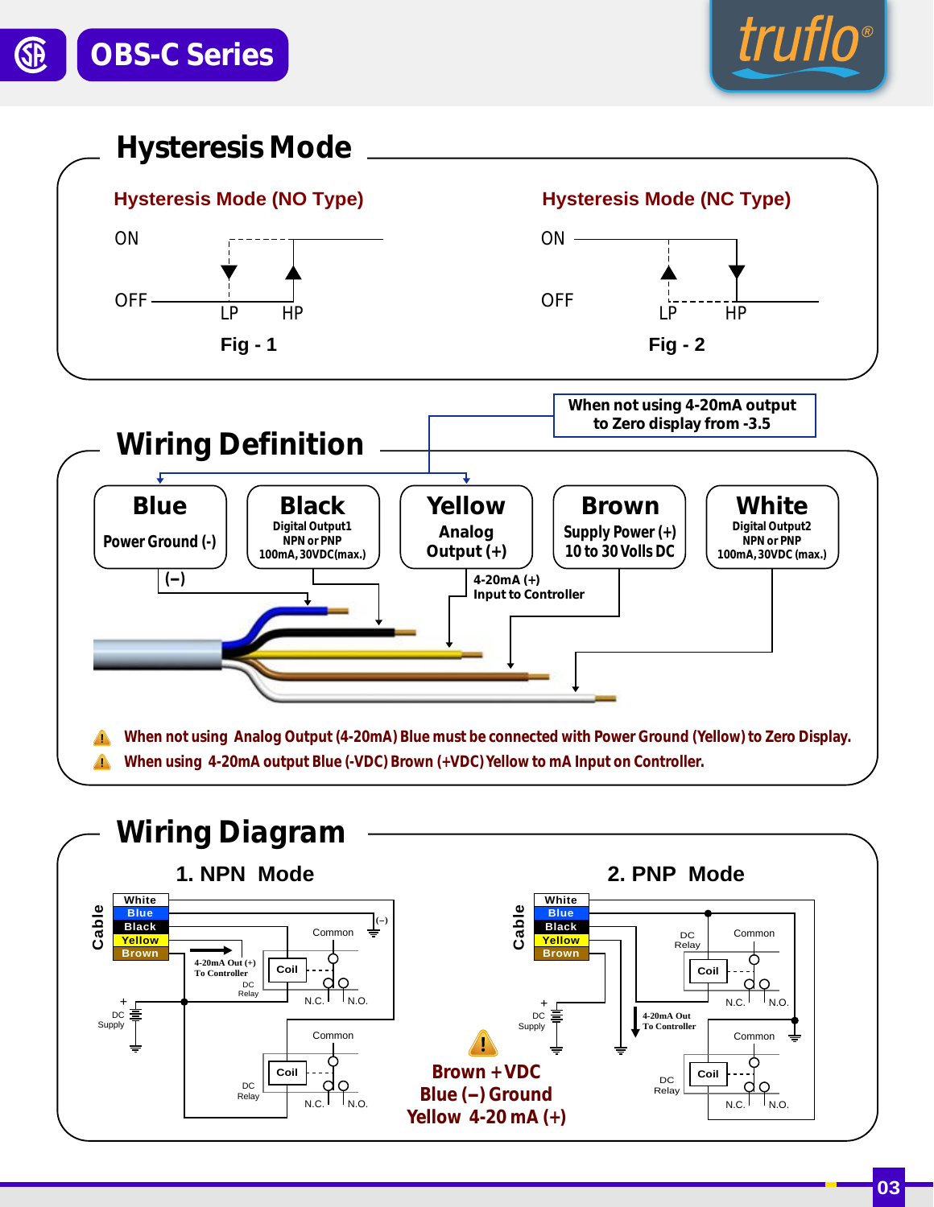OBS-C Series

# Hysteresis Mode

## Hysteresis Mode (NO Type)

ON

OFF

LP HP

Fig - 1

## Hysteresis Mode (NC Type)

ON

OFF

LP HP

Fig - 2

# Wiring Definition

When not using 4-20mA output to Zero display from -3.5

**Blue**
Power Ground (-)

**Black**
Digital Output1
NPN or PNP
100mA, 30VDC(max.)

**Yellow**
Analog Output (+)

**Brown**
Supply Power (+)
10 to 30 Volls DC

**White**
Digital Output2
NPN or PNP
100mA, 30VDC (max.)

(–)

4-20mA (+)
Input to Controller

⚠ When not using Analog Output (4-20mA) Blue must be connected with Power Ground (Yellow) to Zero Display.

⚠ When using 4-20mA output Blue (-VDC) Brown (+VDC) Yellow to mA Input on Controller.

# Wiring Diagram

## 1. NPN Mode

Cable: White, Blue, Black, Yellow, Brown

(–)

Common

4-20mA Out (+)
To Controller

Coil

DC Relay

N.C. N.O.

+ DC Supply

Common

Coil

DC Relay

N.C. N.O.

## 2. PNP Mode

Cable: White, Blue, Black, Yellow, Brown

DC Relay

Common

Coil

N.C. N.O.

+ DC Supply

4-20mA Out
To Controller

Common

Coil

DC Relay

N.C. N.O.

⚠
Brown + VDC
Blue (–) Ground
Yellow 4-20 mA (+)